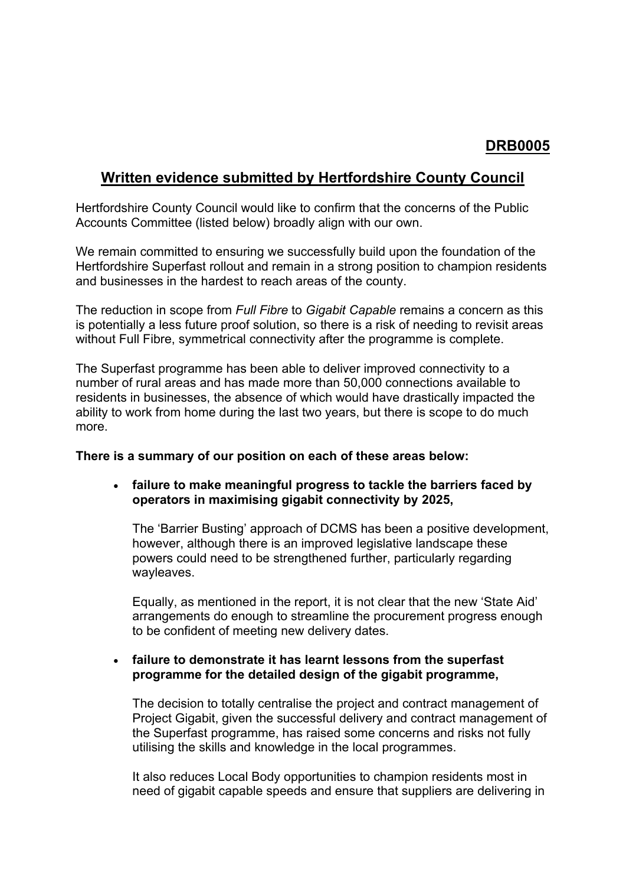**DRB0005**

## Written evidence submitted by Hertfordshire County Council

Hertfordshire County Council would like to confirm that the concerns of the Public Accounts Committee (listed below) broadly align with our own.

We remain committed to ensuring we successfully build upon the foundation of the Hertfordshire Superfast rollout and remain in a strong position to champion residents and businesses in the hardest to reach areas of the county.

The reduction in scope from *Full Fibre* to *Gigabit Capable* remains a concern as this is potentially a less future proof solution, so there is a risk of needing to revisit areas without Full Fibre, symmetrical connectivity after the programme is complete.

The Superfast programme has been able to deliver improved connectivity to a number of rural areas and has made more than 50,000 connections available to residents in businesses, the absence of which would have drastically impacted the ability to work from home during the last two years, but there is scope to do much more.

**There is a summary of our position on each of these areas below:**

- **failure to make meaningful progress to tackle the barriers faced by operators in maximising gigabit connectivity by 2025,**

  The 'Barrier Busting' approach of DCMS has been a positive development, however, although there is an improved legislative landscape these powers could need to be strengthened further, particularly regarding wayleaves.

  Equally, as mentioned in the report, it is not clear that the new 'State Aid' arrangements do enough to streamline the procurement progress enough to be confident of meeting new delivery dates.

- **failure to demonstrate it has learnt lessons from the superfast programme for the detailed design of the gigabit programme,**

  The decision to totally centralise the project and contract management of Project Gigabit, given the successful delivery and contract management of the Superfast programme, has raised some concerns and risks not fully utilising the skills and knowledge in the local programmes.

  It also reduces Local Body opportunities to champion residents most in need of gigabit capable speeds and ensure that suppliers are delivering in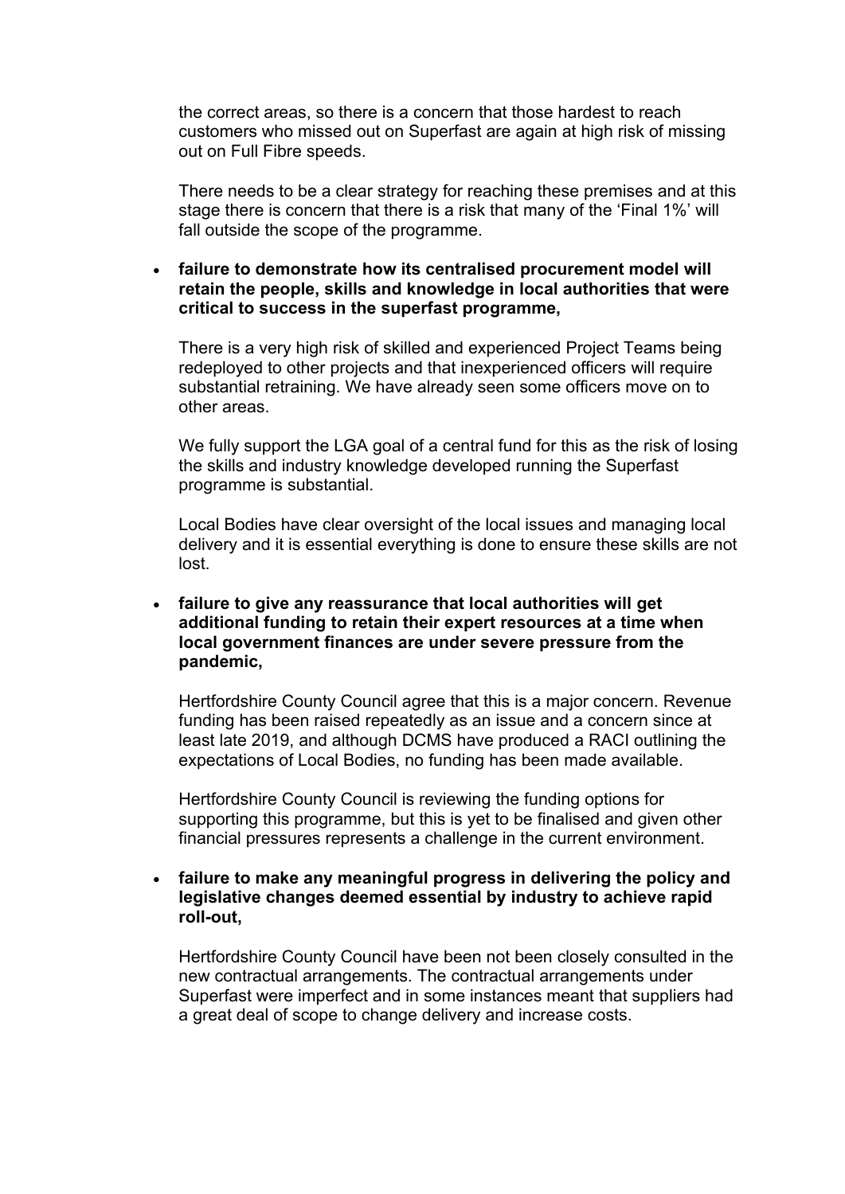the correct areas, so there is a concern that those hardest to reach customers who missed out on Superfast are again at high risk of missing out on Full Fibre speeds.

There needs to be a clear strategy for reaching these premises and at this stage there is concern that there is a risk that many of the 'Final 1%' will fall outside the scope of the programme.

- **failure to demonstrate how its centralised procurement model will retain the people, skills and knowledge in local authorities that were critical to success in the superfast programme,**

  There is a very high risk of skilled and experienced Project Teams being redeployed to other projects and that inexperienced officers will require substantial retraining. We have already seen some officers move on to other areas.

  We fully support the LGA goal of a central fund for this as the risk of losing the skills and industry knowledge developed running the Superfast programme is substantial.

  Local Bodies have clear oversight of the local issues and managing local delivery and it is essential everything is done to ensure these skills are not lost.

- **failure to give any reassurance that local authorities will get additional funding to retain their expert resources at a time when local government finances are under severe pressure from the pandemic,**

  Hertfordshire County Council agree that this is a major concern. Revenue funding has been raised repeatedly as an issue and a concern since at least late 2019, and although DCMS have produced a RACI outlining the expectations of Local Bodies, no funding has been made available.

  Hertfordshire County Council is reviewing the funding options for supporting this programme, but this is yet to be finalised and given other financial pressures represents a challenge in the current environment.

- **failure to make any meaningful progress in delivering the policy and legislative changes deemed essential by industry to achieve rapid roll-out,**

  Hertfordshire County Council have been not been closely consulted in the new contractual arrangements. The contractual arrangements under Superfast were imperfect and in some instances meant that suppliers had a great deal of scope to change delivery and increase costs.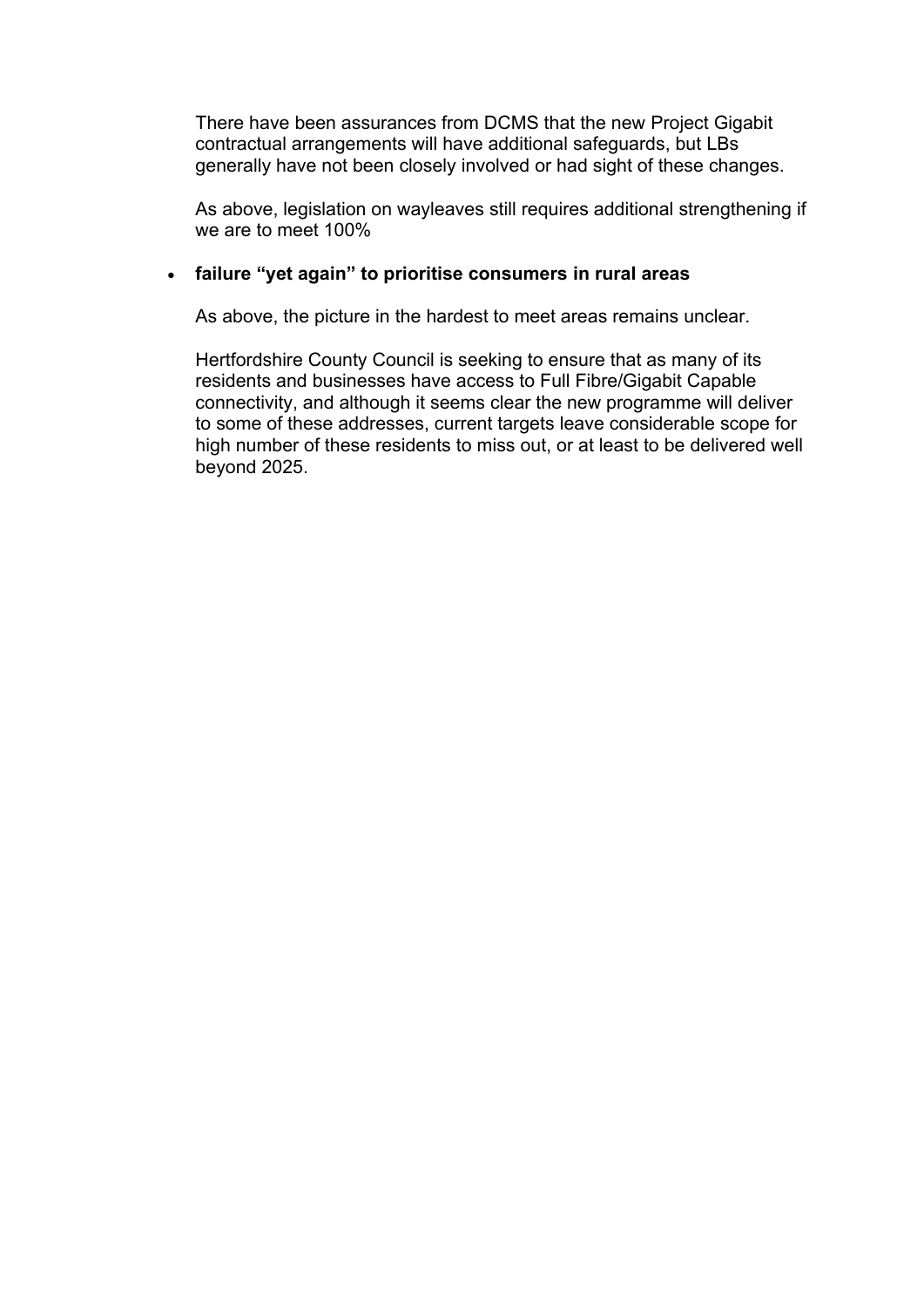There have been assurances from DCMS that the new Project Gigabit contractual arrangements will have additional safeguards, but LBs generally have not been closely involved or had sight of these changes.

As above, legislation on wayleaves still requires additional strengthening if we are to meet 100%

- **failure "yet again" to prioritise consumers in rural areas**

  As above, the picture in the hardest to meet areas remains unclear.

  Hertfordshire County Council is seeking to ensure that as many of its residents and businesses have access to Full Fibre/Gigabit Capable connectivity, and although it seems clear the new programme will deliver to some of these addresses, current targets leave considerable scope for high number of these residents to miss out, or at least to be delivered well beyond 2025.